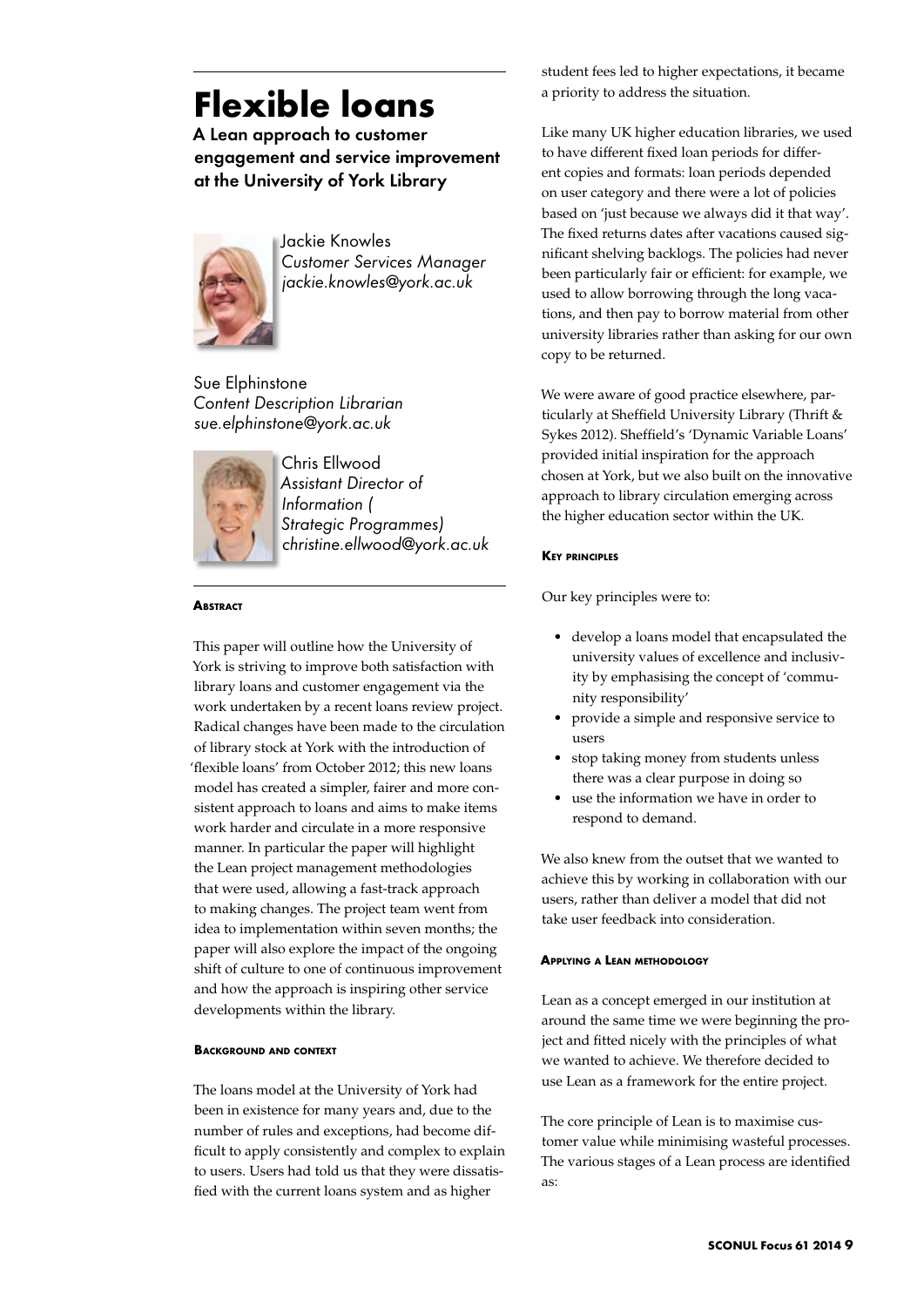# Flexible loans

## A Lean approach to customer engagement and service improvement at the University of York Library

Jackie Knowles
*Customer Services Manager*
*jackie.knowles@york.ac.uk*

Sue Elphinstone
*Content Description Librarian*
*sue.elphinstone@york.ac.uk*

Chris Ellwood
*Assistant Director of Information ( Strategic Programmes)*
*christine.ellwood@york.ac.uk*

### Abstract

This paper will outline how the University of York is striving to improve both satisfaction with library loans and customer engagement via the work undertaken by a recent loans review project. Radical changes have been made to the circulation of library stock at York with the introduction of 'flexible loans' from October 2012; this new loans model has created a simpler, fairer and more consistent approach to loans and aims to make items work harder and circulate in a more responsive manner. In particular the paper will highlight the Lean project management methodologies that were used, allowing a fast-track approach to making changes. The project team went from idea to implementation within seven months; the paper will also explore the impact of the ongoing shift of culture to one of continuous improvement and how the approach is inspiring other service developments within the library.

### Background and context

The loans model at the University of York had been in existence for many years and, due to the number of rules and exceptions, had become difficult to apply consistently and complex to explain to users. Users had told us that they were dissatisfied with the current loans system and as higher student fees led to higher expectations, it became a priority to address the situation.

Like many UK higher education libraries, we used to have different fixed loan periods for different copies and formats: loan periods depended on user category and there were a lot of policies based on 'just because we always did it that way'. The fixed returns dates after vacations caused significant shelving backlogs. The policies had never been particularly fair or efficient: for example, we used to allow borrowing through the long vacations, and then pay to borrow material from other university libraries rather than asking for our own copy to be returned.

We were aware of good practice elsewhere, particularly at Sheffield University Library (Thrift & Sykes 2012). Sheffield's 'Dynamic Variable Loans' provided initial inspiration for the approach chosen at York, but we also built on the innovative approach to library circulation emerging across the higher education sector within the UK.

### Key principles

Our key principles were to:

- develop a loans model that encapsulated the university values of excellence and inclusivity by emphasising the concept of 'community responsibility'
- provide a simple and responsive service to users
- stop taking money from students unless there was a clear purpose in doing so
- use the information we have in order to respond to demand.

We also knew from the outset that we wanted to achieve this by working in collaboration with our users, rather than deliver a model that did not take user feedback into consideration.

### Applying a Lean methodology

Lean as a concept emerged in our institution at around the same time we were beginning the project and fitted nicely with the principles of what we wanted to achieve. We therefore decided to use Lean as a framework for the entire project.

The core principle of Lean is to maximise customer value while minimising wasteful processes. The various stages of a Lean process are identified as: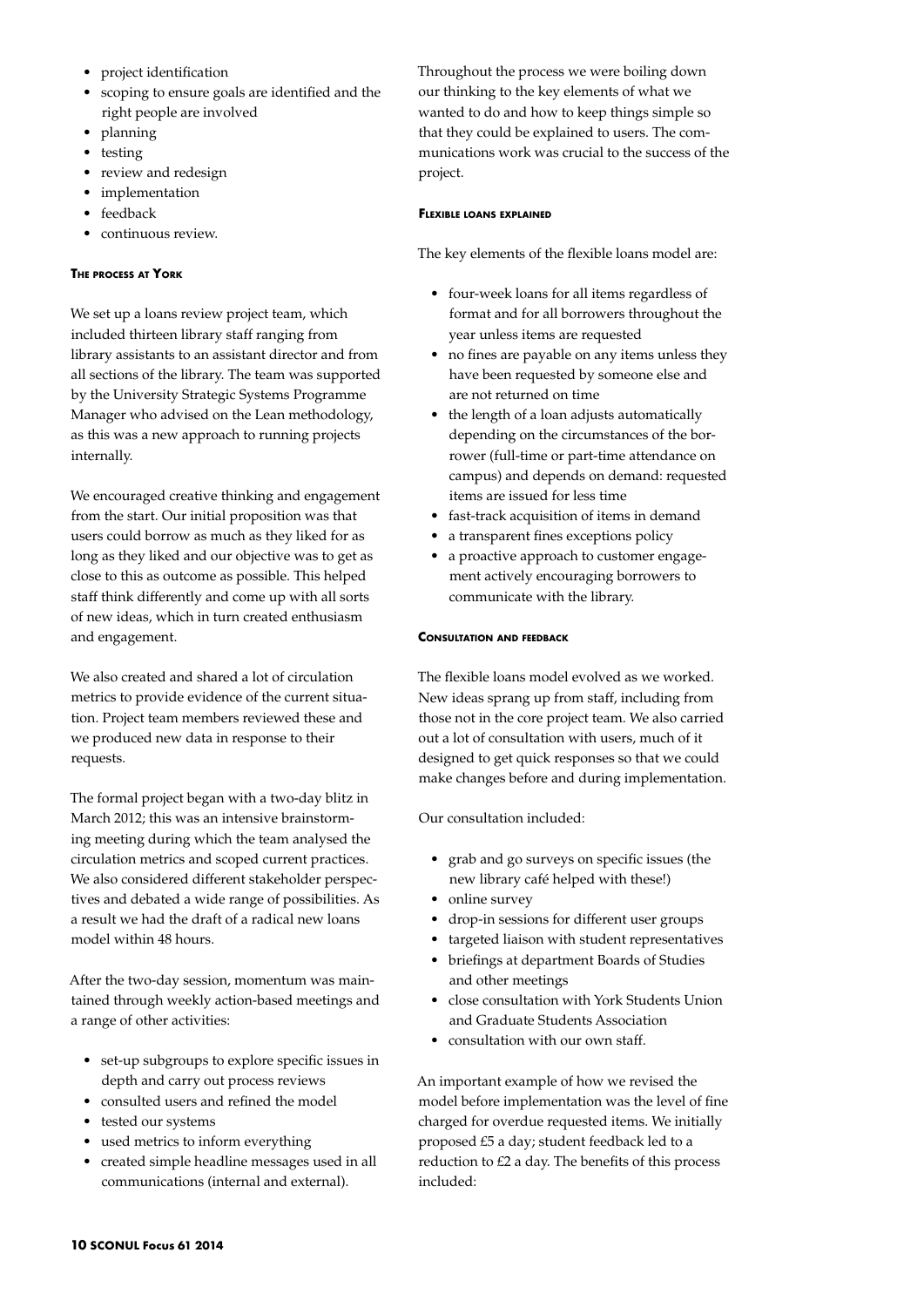- project identification
- scoping to ensure goals are identified and the right people are involved
- planning
- testing
- review and redesign
- implementation
- feedback
- continuous review.

### The process at York

We set up a loans review project team, which included thirteen library staff ranging from library assistants to an assistant director and from all sections of the library. The team was supported by the University Strategic Systems Programme Manager who advised on the Lean methodology, as this was a new approach to running projects internally.

We encouraged creative thinking and engagement from the start. Our initial proposition was that users could borrow as much as they liked for as long as they liked and our objective was to get as close to this as outcome as possible. This helped staff think differently and come up with all sorts of new ideas, which in turn created enthusiasm and engagement.

We also created and shared a lot of circulation metrics to provide evidence of the current situation. Project team members reviewed these and we produced new data in response to their requests.

The formal project began with a two-day blitz in March 2012; this was an intensive brainstorming meeting during which the team analysed the circulation metrics and scoped current practices. We also considered different stakeholder perspectives and debated a wide range of possibilities. As a result we had the draft of a radical new loans model within 48 hours.

After the two-day session, momentum was maintained through weekly action-based meetings and a range of other activities:

- set-up subgroups to explore specific issues in depth and carry out process reviews
- consulted users and refined the model
- tested our systems
- used metrics to inform everything
- created simple headline messages used in all communications (internal and external).

Throughout the process we were boiling down our thinking to the key elements of what we wanted to do and how to keep things simple so that they could be explained to users. The communications work was crucial to the success of the project.

### Flexible loans explained

The key elements of the flexible loans model are:

- four-week loans for all items regardless of format and for all borrowers throughout the year unless items are requested
- no fines are payable on any items unless they have been requested by someone else and are not returned on time
- the length of a loan adjusts automatically depending on the circumstances of the borrower (full-time or part-time attendance on campus) and depends on demand: requested items are issued for less time
- fast-track acquisition of items in demand
- a transparent fines exceptions policy
- a proactive approach to customer engagement actively encouraging borrowers to communicate with the library.

### Consultation and feedback

The flexible loans model evolved as we worked. New ideas sprang up from staff, including from those not in the core project team. We also carried out a lot of consultation with users, much of it designed to get quick responses so that we could make changes before and during implementation.

Our consultation included:

- grab and go surveys on specific issues (the new library café helped with these!)
- online survey
- drop-in sessions for different user groups
- targeted liaison with student representatives
- briefings at department Boards of Studies and other meetings
- close consultation with York Students Union and Graduate Students Association
- consultation with our own staff.

An important example of how we revised the model before implementation was the level of fine charged for overdue requested items. We initially proposed £5 a day; student feedback led to a reduction to £2 a day. The benefits of this process included: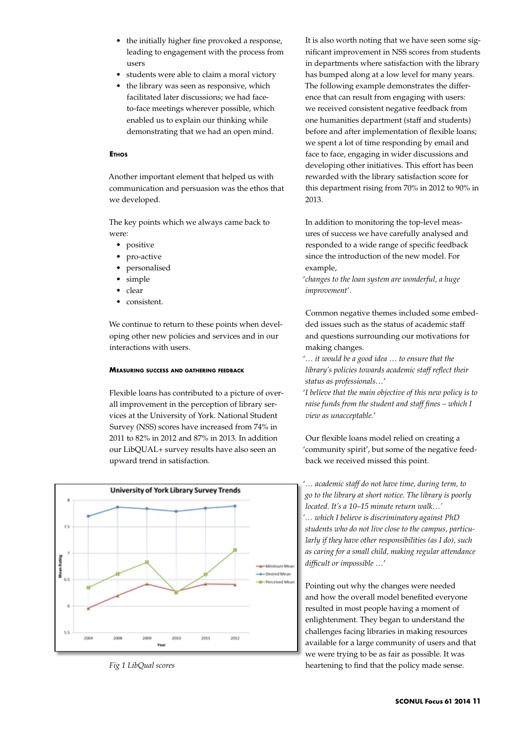- the initially higher fine provoked a response, leading to engagement with the process from users
- students were able to claim a moral victory
- the library was seen as responsive, which facilitated later discussions; we had face-to-face meetings wherever possible, which enabled us to explain our thinking while demonstrating that we had an open mind.

### Ethos

Another important element that helped us with communication and persuasion was the ethos that we developed.

The key points which we always came back to were:

- positive
- pro-active
- personalised
- simple
- clear
- consistent.

We continue to return to these points when developing other new policies and services and in our interactions with users.

### Measuring success and gathering feedback

Flexible loans has contributed to a picture of overall improvement in the perception of library services at the University of York. National Student Survey (NSS) scores have increased from 74% in 2011 to 82% in 2012 and 87% in 2013. In addition our LibQUAL+ survey results have also seen an upward trend in satisfaction.

*Fig 1 LibQual scores*

It is also worth noting that we have seen some significant improvement in NSS scores from students in departments where satisfaction with the library has bumped along at a low level for many years. The following example demonstrates the difference that can result from engaging with users: we received consistent negative feedback from one humanities department (staff and students) before and after implementation of flexible loans; we spent a lot of time responding by email and face to face, engaging in wider discussions and developing other initiatives. This effort has been rewarded with the library satisfaction score for this department rising from 70% in 2012 to 90% in 2013.

In addition to monitoring the top-level measures of success we have carefully analysed and responded to a wide range of specific feedback since the introduction of the new model. For example,
'*changes to the loan system are wonderful, a huge improvement*'.

Common negative themes included some embedded issues such as the status of academic staff and questions surrounding our motivations for making changes.
'*… it would be a good idea … to ensure that the library's policies towards academic staff reflect their status as professionals…*'
'*I believe that the main objective of this new policy is to raise funds from the student and staff fines – which I view as unacceptable.*'

Our flexible loans model relied on creating a 'community spirit', but some of the negative feedback we received missed this point.

'*… academic staff do not have time, during term, to go to the library at short notice. The library is poorly located. It's a 10–15 minute return walk…*'
'*… which I believe is discriminatory against PhD students who do not live close to the campus, particularly if they have other responsibilities (as I do), such as caring for a small child, making regular attendance difficult or impossible …*'

Pointing out why the changes were needed and how the overall model benefited everyone resulted in most people having a moment of enlightenment. They began to understand the challenges facing libraries in making resources available for a large community of users and that we were trying to be as fair as possible. It was heartening to find that the policy made sense.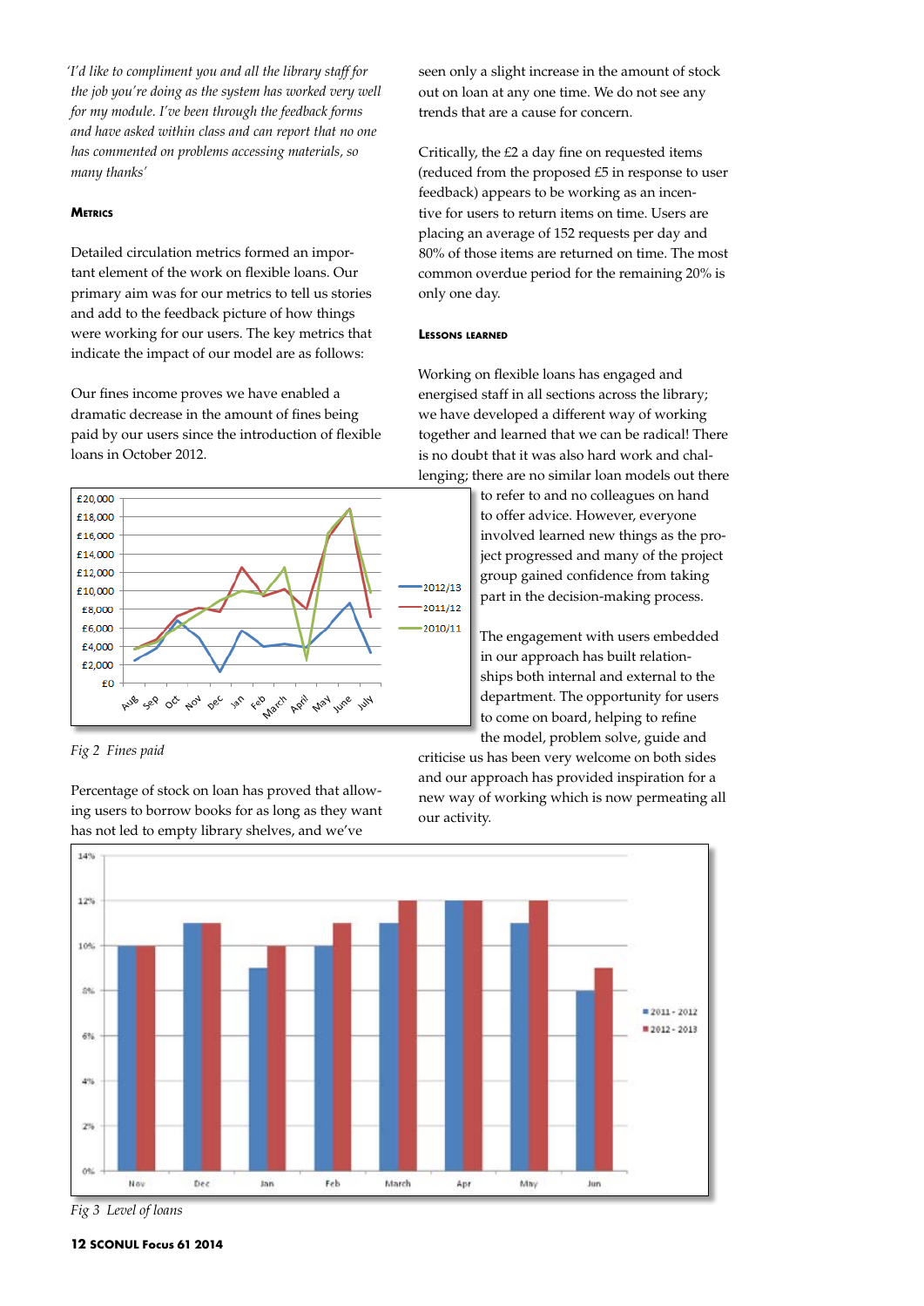*'I'd like to compliment you and all the library staff for the job you're doing as the system has worked very well for my module. I've been through the feedback forms and have asked within class and can report that no one has commented on problems accessing materials, so many thanks'*

### Metrics

Detailed circulation metrics formed an important element of the work on flexible loans. Our primary aim was for our metrics to tell us stories and add to the feedback picture of how things were working for our users. The key metrics that indicate the impact of our model are as follows:

Our fines income proves we have enabled a dramatic decrease in the amount of fines being paid by our users since the introduction of flexible loans in October 2012.

*Fig 2 Fines paid*

Percentage of stock on loan has proved that allowing users to borrow books for as long as they want has not led to empty library shelves, and we've seen only a slight increase in the amount of stock out on loan at any one time. We do not see any trends that are a cause for concern.

Critically, the £2 a day fine on requested items (reduced from the proposed £5 in response to user feedback) appears to be working as an incentive for users to return items on time. Users are placing an average of 152 requests per day and 80% of those items are returned on time. The most common overdue period for the remaining 20% is only one day.

### Lessons learned

Working on flexible loans has engaged and energised staff in all sections across the library; we have developed a different way of working together and learned that we can be radical! There is no doubt that it was also hard work and challenging; there are no similar loan models out there to refer to and no colleagues on hand to offer advice. However, everyone involved learned new things as the project progressed and many of the project group gained confidence from taking part in the decision-making process.

The engagement with users embedded in our approach has built relationships both internal and external to the department. The opportunity for users to come on board, helping to refine the model, problem solve, guide and criticise us has been very welcome on both sides and our approach has provided inspiration for a new way of working which is now permeating all our activity.

*Fig 3 Level of loans*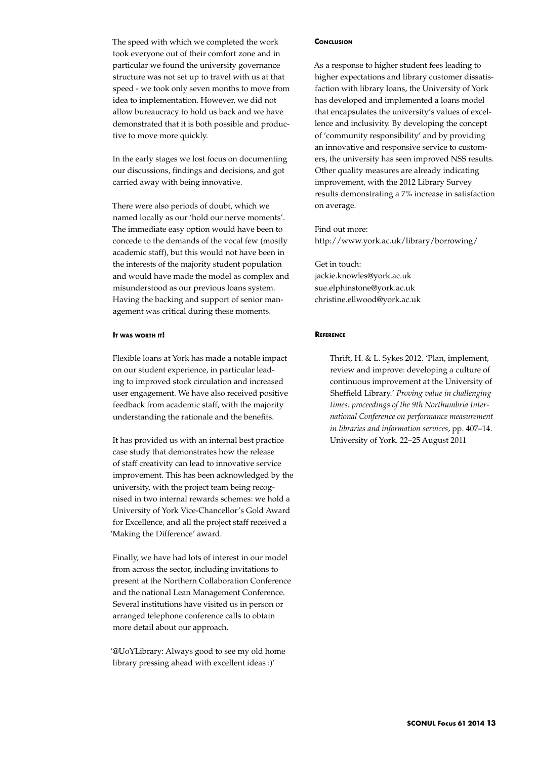The speed with which we completed the work took everyone out of their comfort zone and in particular we found the university governance structure was not set up to travel with us at that speed - we took only seven months to move from idea to implementation. However, we did not allow bureaucracy to hold us back and we have demonstrated that it is both possible and productive to move more quickly.

In the early stages we lost focus on documenting our discussions, findings and decisions, and got carried away with being innovative.

There were also periods of doubt, which we named locally as our 'hold our nerve moments'. The immediate easy option would have been to concede to the demands of the vocal few (mostly academic staff), but this would not have been in the interests of the majority student population and would have made the model as complex and misunderstood as our previous loans system. Having the backing and support of senior management was critical during these moments.

### It was worth it!

Flexible loans at York has made a notable impact on our student experience, in particular leading to improved stock circulation and increased user engagement. We have also received positive feedback from academic staff, with the majority understanding the rationale and the benefits.

It has provided us with an internal best practice case study that demonstrates how the release of staff creativity can lead to innovative service improvement. This has been acknowledged by the university, with the project team being recognised in two internal rewards schemes: we hold a University of York Vice-Chancellor's Gold Award for Excellence, and all the project staff received a 'Making the Difference' award.

Finally, we have had lots of interest in our model from across the sector, including invitations to present at the Northern Collaboration Conference and the national Lean Management Conference. Several institutions have visited us in person or arranged telephone conference calls to obtain more detail about our approach.

'@UoYLibrary: Always good to see my old home library pressing ahead with excellent ideas :)'

### Conclusion

As a response to higher student fees leading to higher expectations and library customer dissatisfaction with library loans, the University of York has developed and implemented a loans model that encapsulates the university's values of excellence and inclusivity. By developing the concept of 'community responsibility' and by providing an innovative and responsive service to customers, the university has seen improved NSS results. Other quality measures are already indicating improvement, with the 2012 Library Survey results demonstrating a 7% increase in satisfaction on average.

Find out more:
http://www.york.ac.uk/library/borrowing/

Get in touch:
jackie.knowles@york.ac.uk
sue.elphinstone@york.ac.uk
christine.ellwood@york.ac.uk

### Reference

Thrift, H. & L. Sykes 2012. 'Plan, implement, review and improve: developing a culture of continuous improvement at the University of Sheffield Library.' *Proving value in challenging times: proceedings of the 9th Northumbria International Conference on performance measurement in libraries and information services*, pp. 407–14. University of York. 22–25 August 2011